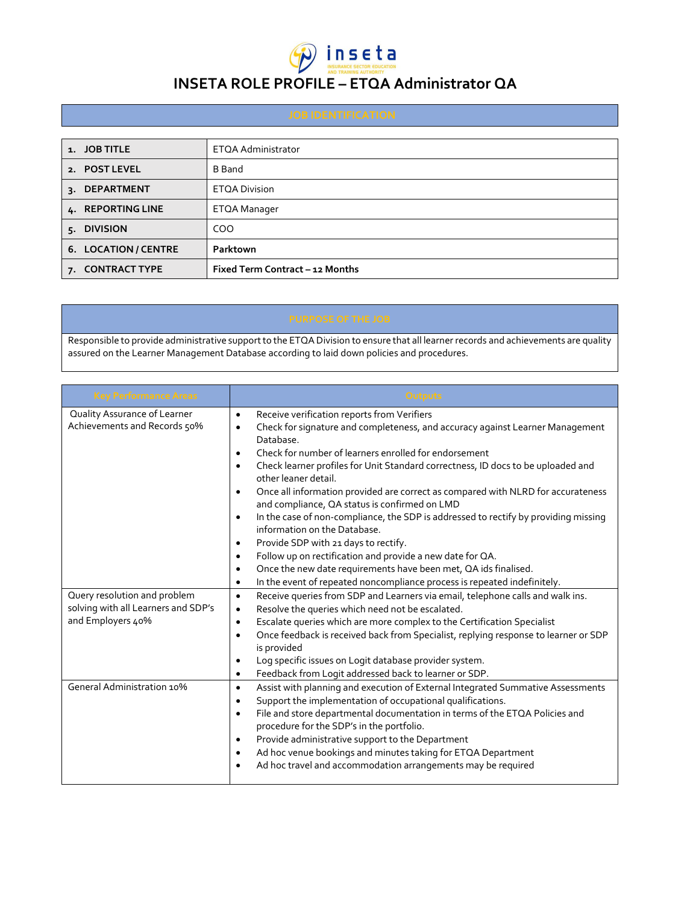# INSETA ROLE PROFILE – ETQA Administrator QA

## JOB IDENTIFICATION

| | |
|---|---|
| 1. **JOB TITLE** | ETQA Administrator |
| 2. **POST LEVEL** | B Band |
| 3. **DEPARTMENT** | ETQA Division |
| 4. **REPORTING LINE** | ETQA Manager |
| 5. **DIVISION** | COO |
| 6. **LOCATION / CENTRE** | **Parktown** |
| 7. **CONTRACT TYPE** | **Fixed Term Contract – 12 Months** |

## PURPOSE OF THE JOB

Responsible to provide administrative support to the ETQA Division to ensure that all learner records and achievements are quality assured on the Learner Management Database according to laid down policies and procedures.

| Key Performance Areas | Outputs |
|---|---|
| Quality Assurance of Learner Achievements and Records 50% | • Receive verification reports from Verifiers<br>• Check for signature and completeness, and accuracy against Learner Management Database.<br>• Check for number of learners enrolled for endorsement<br>• Check learner profiles for Unit Standard correctness, ID docs to be uploaded and other leaner detail.<br>• Once all information provided are correct as compared with NLRD for accurateness and compliance, QA status is confirmed on LMD<br>• In the case of non-compliance, the SDP is addressed to rectify by providing missing information on the Database.<br>• Provide SDP with 21 days to rectify.<br>• Follow up on rectification and provide a new date for QA.<br>• Once the new date requirements have been met, QA ids finalised.<br>• In the event of repeated noncompliance process is repeated indefinitely. |
| Query resolution and problem solving with all Learners and SDP's and Employers 40% | • Receive queries from SDP and Learners via email, telephone calls and walk ins.<br>• Resolve the queries which need not be escalated.<br>• Escalate queries which are more complex to the Certification Specialist<br>• Once feedback is received back from Specialist, replying response to learner or SDP is provided<br>• Log specific issues on Logit database provider system.<br>• Feedback from Logit addressed back to learner or SDP. |
| General Administration 10% | • Assist with planning and execution of External Integrated Summative Assessments<br>• Support the implementation of occupational qualifications.<br>• File and store departmental documentation in terms of the ETQA Policies and procedure for the SDP's in the portfolio.<br>• Provide administrative support to the Department<br>• Ad hoc venue bookings and minutes taking for ETQA Department<br>• Ad hoc travel and accommodation arrangements may be required |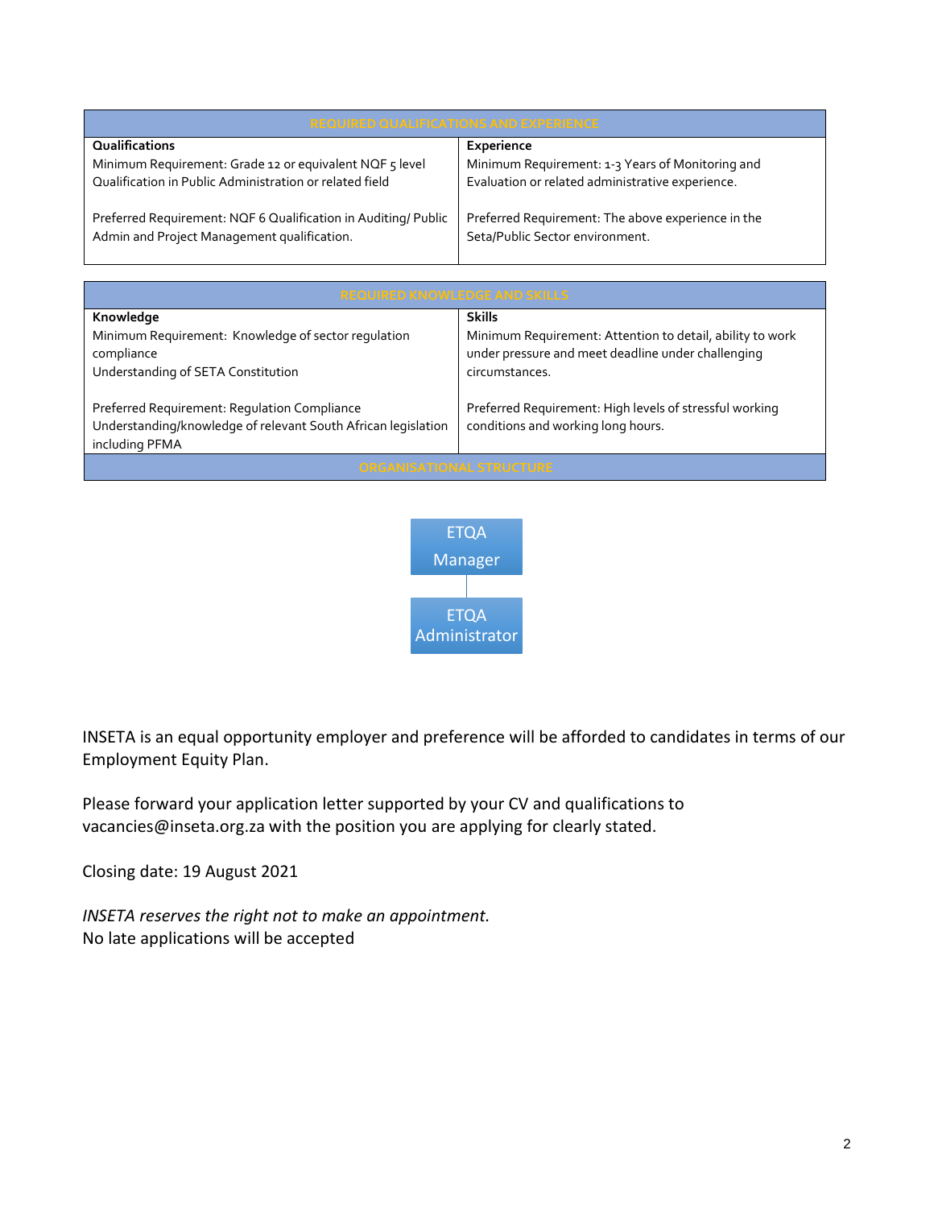| REQUIRED QUALIFICATIONS AND EXPERIENCE | |
|---|---|
| **Qualifications**<br>Minimum Requirement: Grade 12 or equivalent NQF 5 level Qualification in Public Administration or related field<br><br>Preferred Requirement: NQF 6 Qualification in Auditing/ Public Admin and Project Management qualification. | **Experience**<br>Minimum Requirement: 1-3 Years of Monitoring and Evaluation or related administrative experience.<br><br>Preferred Requirement: The above experience in the Seta/Public Sector environment. |

| REQUIRED KNOWLEDGE AND SKILLS | |
|---|---|
| **Knowledge**<br>Minimum Requirement: Knowledge of sector regulation compliance<br>Understanding of SETA Constitution<br><br>Preferred Requirement: Regulation Compliance<br>Understanding/knowledge of relevant South African legislation including PFMA | **Skills**<br>Minimum Requirement: Attention to detail, ability to work under pressure and meet deadline under challenging circumstances.<br><br>Preferred Requirement: High levels of stressful working conditions and working long hours. |
| ORGANISATIONAL STRUCTURE | |

ETQA Manager

ETQA Administrator

INSETA is an equal opportunity employer and preference will be afforded to candidates in terms of our Employment Equity Plan.

Please forward your application letter supported by your CV and qualifications to vacancies@inseta.org.za with the position you are applying for clearly stated.

Closing date: 19 August 2021

*INSETA reserves the right not to make an appointment.*
No late applications will be accepted